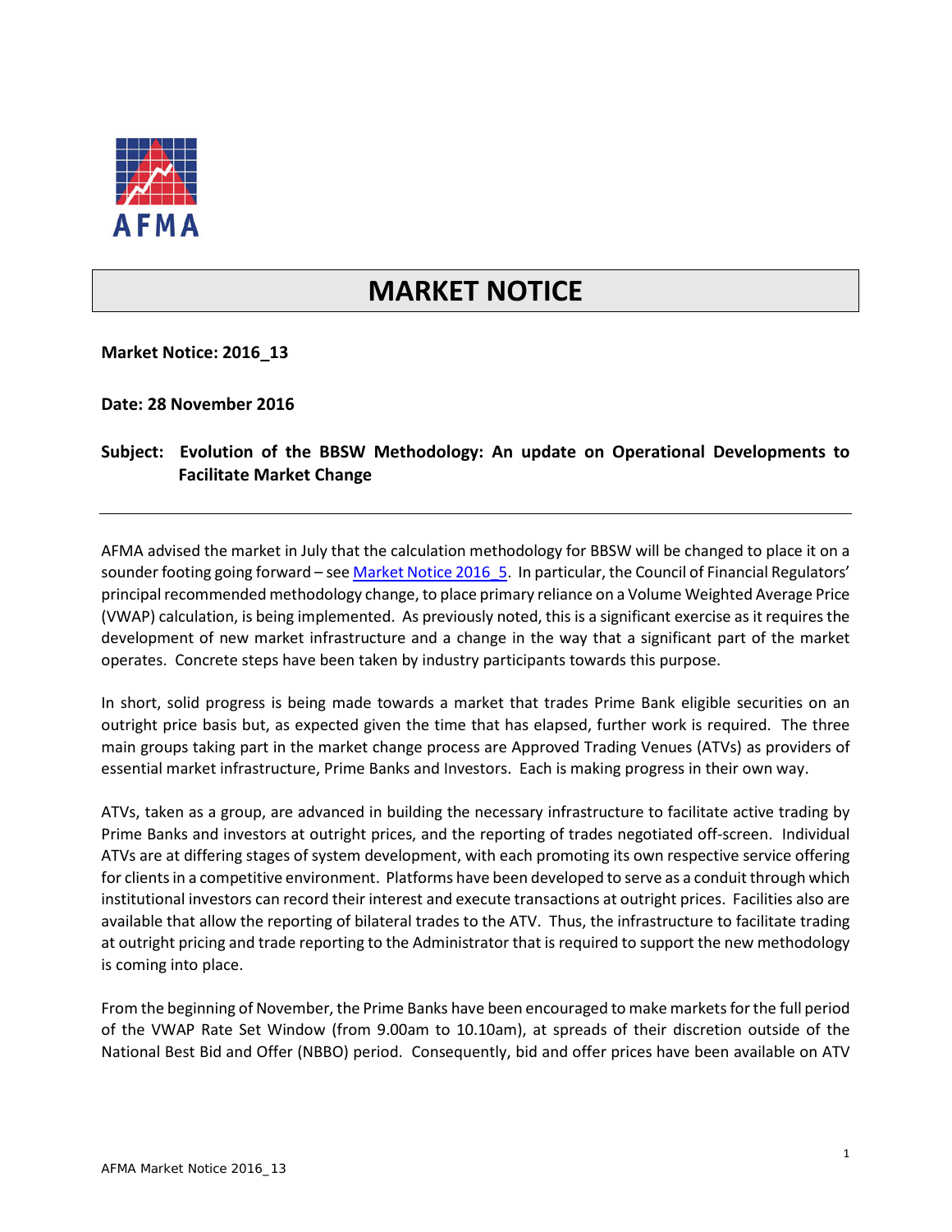AFMA

# MARKET NOTICE

**Market Notice: 2016_13**

**Date: 28 November 2016**

**Subject: Evolution of the BBSW Methodology: An update on Operational Developments to Facilitate Market Change**

---

AFMA advised the market in July that the calculation methodology for BBSW will be changed to place it on a sounder footing going forward – see Market Notice 2016_5. In particular, the Council of Financial Regulators' principal recommended methodology change, to place primary reliance on a Volume Weighted Average Price (VWAP) calculation, is being implemented. As previously noted, this is a significant exercise as it requires the development of new market infrastructure and a change in the way that a significant part of the market operates. Concrete steps have been taken by industry participants towards this purpose.

In short, solid progress is being made towards a market that trades Prime Bank eligible securities on an outright price basis but, as expected given the time that has elapsed, further work is required. The three main groups taking part in the market change process are Approved Trading Venues (ATVs) as providers of essential market infrastructure, Prime Banks and Investors. Each is making progress in their own way.

ATVs, taken as a group, are advanced in building the necessary infrastructure to facilitate active trading by Prime Banks and investors at outright prices, and the reporting of trades negotiated off-screen. Individual ATVs are at differing stages of system development, with each promoting its own respective service offering for clients in a competitive environment. Platforms have been developed to serve as a conduit through which institutional investors can record their interest and execute transactions at outright prices. Facilities also are available that allow the reporting of bilateral trades to the ATV. Thus, the infrastructure to facilitate trading at outright pricing and trade reporting to the Administrator that is required to support the new methodology is coming into place.

From the beginning of November, the Prime Banks have been encouraged to make markets for the full period of the VWAP Rate Set Window (from 9.00am to 10.10am), at spreads of their discretion outside of the National Best Bid and Offer (NBBO) period. Consequently, bid and offer prices have been available on ATV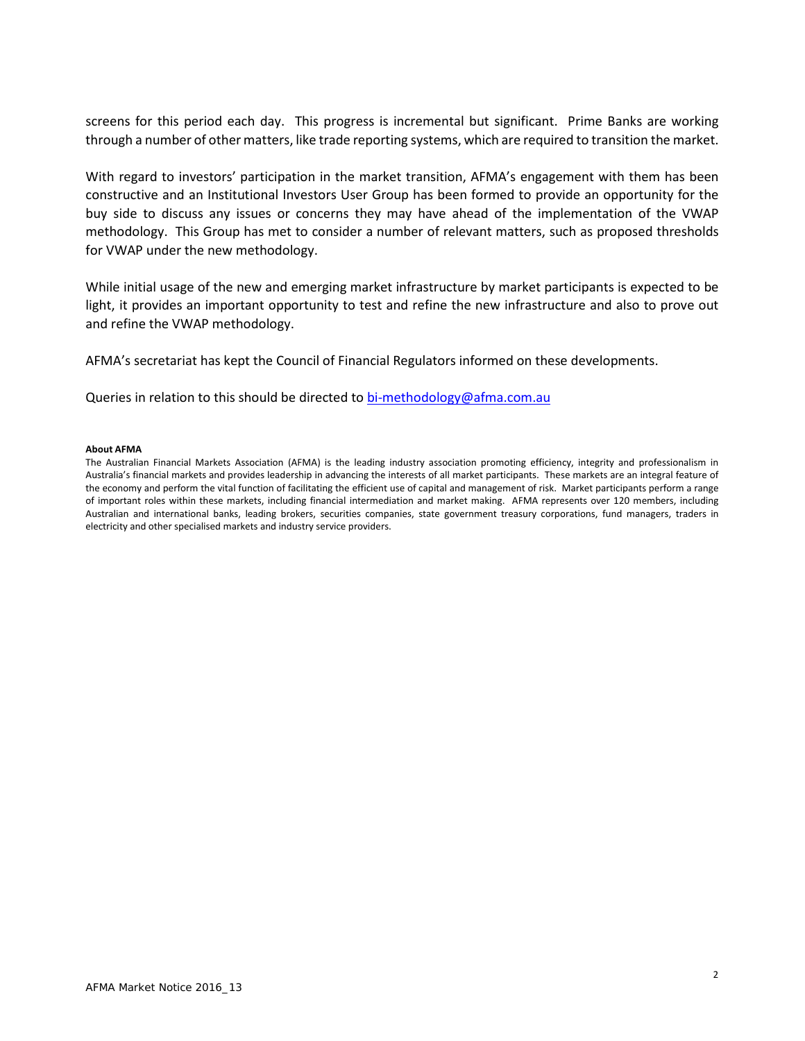screens for this period each day. This progress is incremental but significant. Prime Banks are working through a number of other matters, like trade reporting systems, which are required to transition the market.

With regard to investors' participation in the market transition, AFMA's engagement with them has been constructive and an Institutional Investors User Group has been formed to provide an opportunity for the buy side to discuss any issues or concerns they may have ahead of the implementation of the VWAP methodology. This Group has met to consider a number of relevant matters, such as proposed thresholds for VWAP under the new methodology.

While initial usage of the new and emerging market infrastructure by market participants is expected to be light, it provides an important opportunity to test and refine the new infrastructure and also to prove out and refine the VWAP methodology.

AFMA's secretariat has kept the Council of Financial Regulators informed on these developments.

Queries in relation to this should be directed to [bi-methodology@afma.com.au](mailto:bi-methodology@afma.com.au)

**About AFMA**

The Australian Financial Markets Association (AFMA) is the leading industry association promoting efficiency, integrity and professionalism in Australia's financial markets and provides leadership in advancing the interests of all market participants. These markets are an integral feature of the economy and perform the vital function of facilitating the efficient use of capital and management of risk. Market participants perform a range of important roles within these markets, including financial intermediation and market making. AFMA represents over 120 members, including Australian and international banks, leading brokers, securities companies, state government treasury corporations, fund managers, traders in electricity and other specialised markets and industry service providers.